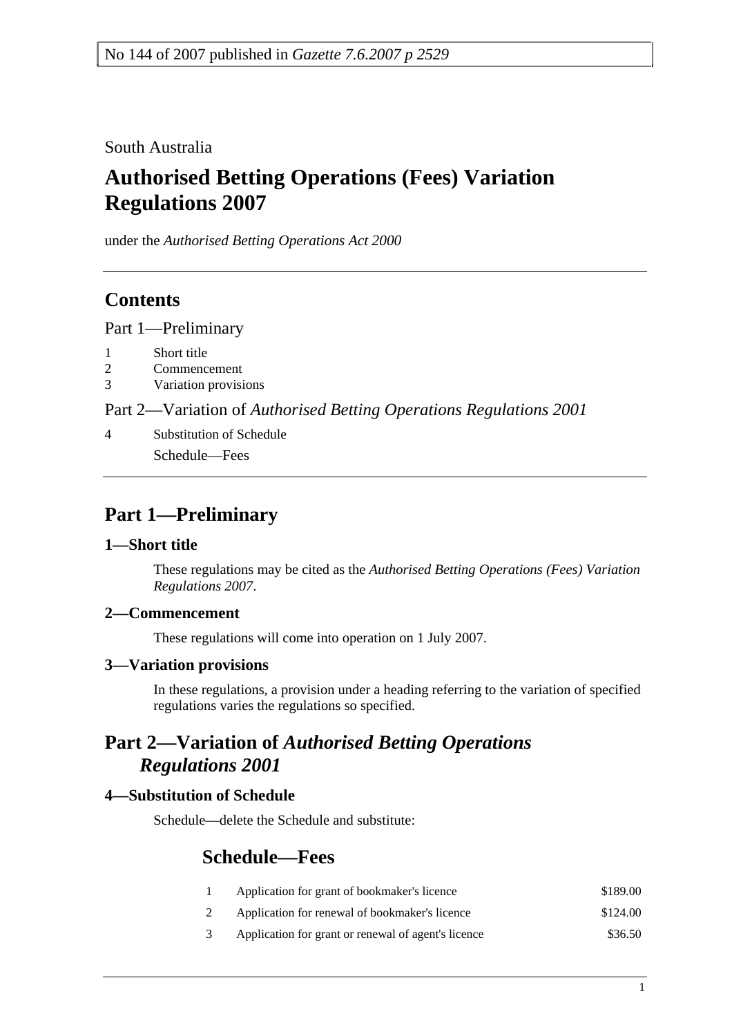No 144 of 2007 published in *Gazette 7.6.2007 p 2529*

South Australia

# Authorised Betting Operations (Fees) Variation Regulations 2007

under the *Authorised Betting Operations Act 2000*

## Contents

Part 1—Preliminary

1 Short title
2 Commencement
3 Variation provisions

Part 2—Variation of *Authorised Betting Operations Regulations 2001*

4 Substitution of Schedule
Schedule—Fees

## Part 1—Preliminary

### 1—Short title

These regulations may be cited as the *Authorised Betting Operations (Fees) Variation Regulations 2007*.

### 2—Commencement

These regulations will come into operation on 1 July 2007.

### 3—Variation provisions

In these regulations, a provision under a heading referring to the variation of specified regulations varies the regulations so specified.

## Part 2—Variation of *Authorised Betting Operations Regulations 2001*

### 4—Substitution of Schedule

Schedule—delete the Schedule and substitute:

## Schedule—Fees

| | | |
|---|---|---|
| 1 | Application for grant of bookmaker's licence | $189.00 |
| 2 | Application for renewal of bookmaker's licence | $124.00 |
| 3 | Application for grant or renewal of agent's licence | $36.50 |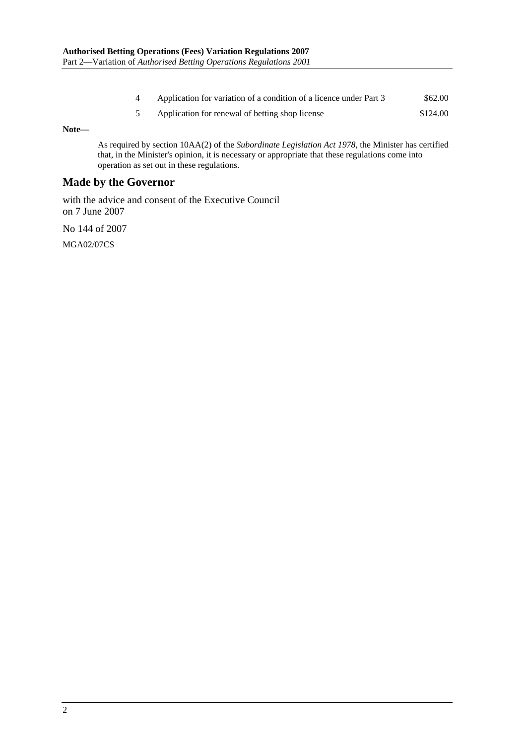| | | |
|---|---|---|
| 4 | Application for variation of a condition of a licence under Part 3 | \$62.00 |
| 5 | Application for renewal of betting shop license | \$124.00 |

**Note—**

As required by section 10AA(2) of the *Subordinate Legislation Act 1978*, the Minister has certified that, in the Minister's opinion, it is necessary or appropriate that these regulations come into operation as set out in these regulations.

## Made by the Governor

with the advice and consent of the Executive Council
on 7 June 2007

No 144 of 2007

MGA02/07CS